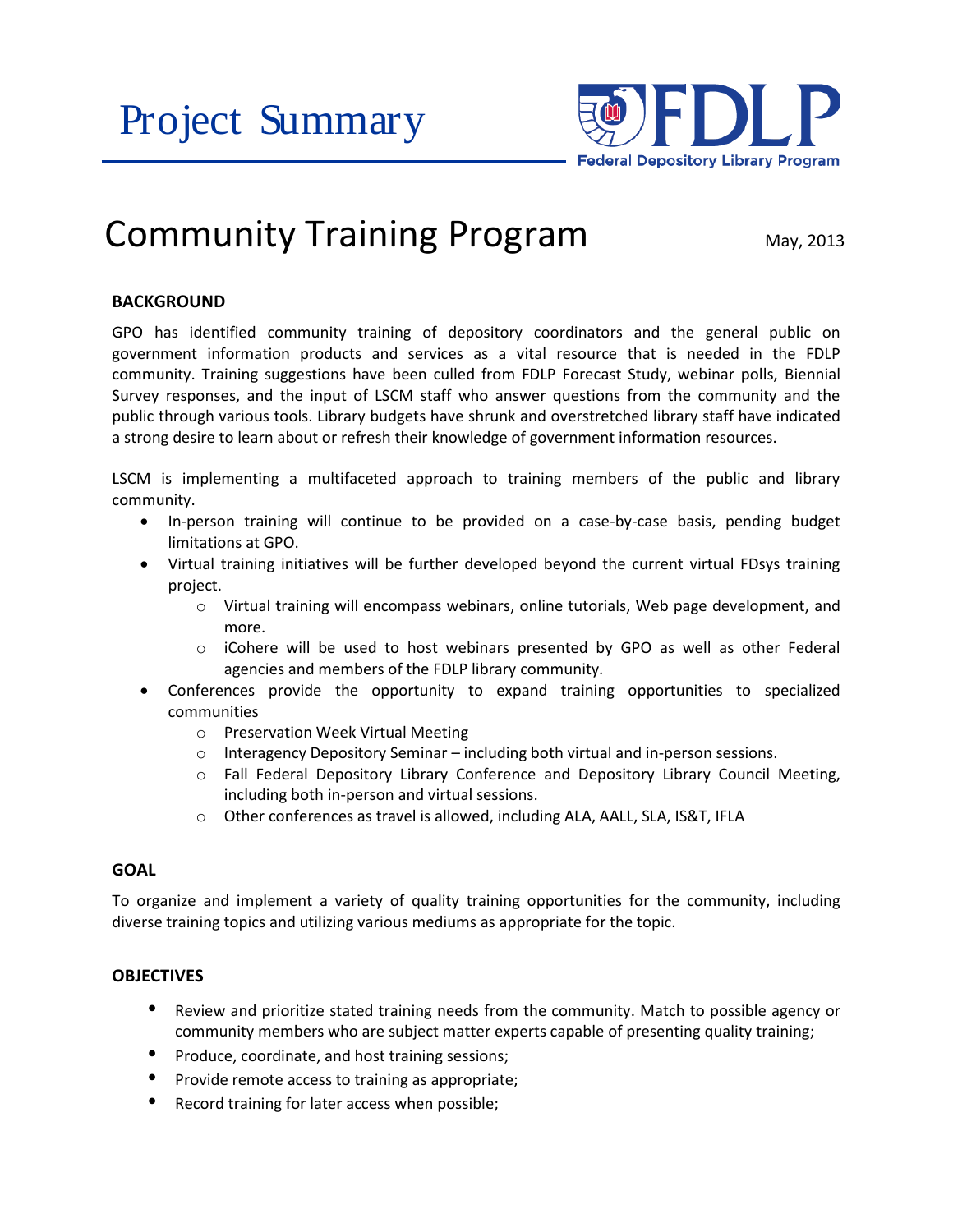# Project Summary

FDLP
Federal Depository Library Program

## Community Training Program

May, 2013

### BACKGROUND

GPO has identified community training of depository coordinators and the general public on government information products and services as a vital resource that is needed in the FDLP community. Training suggestions have been culled from FDLP Forecast Study, webinar polls, Biennial Survey responses, and the input of LSCM staff who answer questions from the community and the public through various tools. Library budgets have shrunk and overstretched library staff have indicated a strong desire to learn about or refresh their knowledge of government information resources.

LSCM is implementing a multifaceted approach to training members of the public and library community.

- In-person training will continue to be provided on a case-by-case basis, pending budget limitations at GPO.
- Virtual training initiatives will be further developed beyond the current virtual FDsys training project.
  - Virtual training will encompass webinars, online tutorials, Web page development, and more.
  - iCohere will be used to host webinars presented by GPO as well as other Federal agencies and members of the FDLP library community.
- Conferences provide the opportunity to expand training opportunities to specialized communities
  - Preservation Week Virtual Meeting
  - Interagency Depository Seminar – including both virtual and in-person sessions.
  - Fall Federal Depository Library Conference and Depository Library Council Meeting, including both in-person and virtual sessions.
  - Other conferences as travel is allowed, including ALA, AALL, SLA, IS&T, IFLA

### GOAL

To organize and implement a variety of quality training opportunities for the community, including diverse training topics and utilizing various mediums as appropriate for the topic.

### OBJECTIVES

- Review and prioritize stated training needs from the community. Match to possible agency or community members who are subject matter experts capable of presenting quality training;
- Produce, coordinate, and host training sessions;
- Provide remote access to training as appropriate;
- Record training for later access when possible;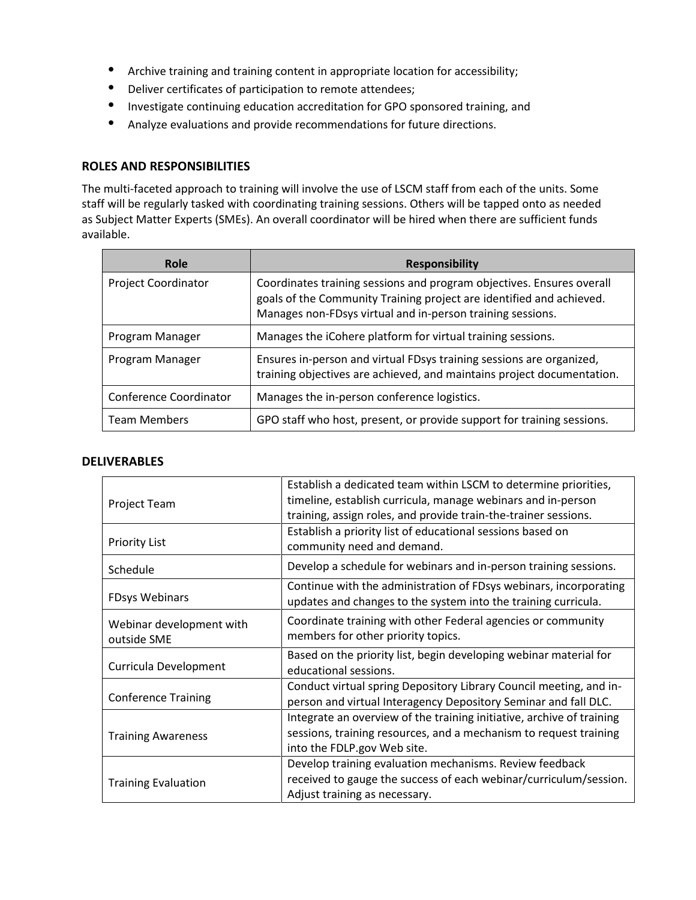- Archive training and training content in appropriate location for accessibility;
- Deliver certificates of participation to remote attendees;
- Investigate continuing education accreditation for GPO sponsored training, and
- Analyze evaluations and provide recommendations for future directions.

## ROLES AND RESPONSIBILITIES

The multi-faceted approach to training will involve the use of LSCM staff from each of the units. Some staff will be regularly tasked with coordinating training sessions. Others will be tapped onto as needed as Subject Matter Experts (SMEs). An overall coordinator will be hired when there are sufficient funds available.

| Role | Responsibility |
|---|---|
| Project Coordinator | Coordinates training sessions and program objectives. Ensures overall goals of the Community Training project are identified and achieved. Manages non-FDsys virtual and in-person training sessions. |
| Program Manager | Manages the iCohere platform for virtual training sessions. |
| Program Manager | Ensures in-person and virtual FDsys training sessions are organized, training objectives are achieved, and maintains project documentation. |
| Conference Coordinator | Manages the in-person conference logistics. |
| Team Members | GPO staff who host, present, or provide support for training sessions. |

## DELIVERABLES

| | |
|---|---|
| Project Team | Establish a dedicated team within LSCM to determine priorities, timeline, establish curricula, manage webinars and in-person training, assign roles, and provide train-the-trainer sessions. |
| Priority List | Establish a priority list of educational sessions based on community need and demand. |
| Schedule | Develop a schedule for webinars and in-person training sessions. |
| FDsys Webinars | Continue with the administration of FDsys webinars, incorporating updates and changes to the system into the training curricula. |
| Webinar development with outside SME | Coordinate training with other Federal agencies or community members for other priority topics. |
| Curricula Development | Based on the priority list, begin developing webinar material for educational sessions. |
| Conference Training | Conduct virtual spring Depository Library Council meeting, and in-person and virtual Interagency Depository Seminar and fall DLC. |
| Training Awareness | Integrate an overview of the training initiative, archive of training sessions, training resources, and a mechanism to request training into the FDLP.gov Web site. |
| Training Evaluation | Develop training evaluation mechanisms. Review feedback received to gauge the success of each webinar/curriculum/session. Adjust training as necessary. |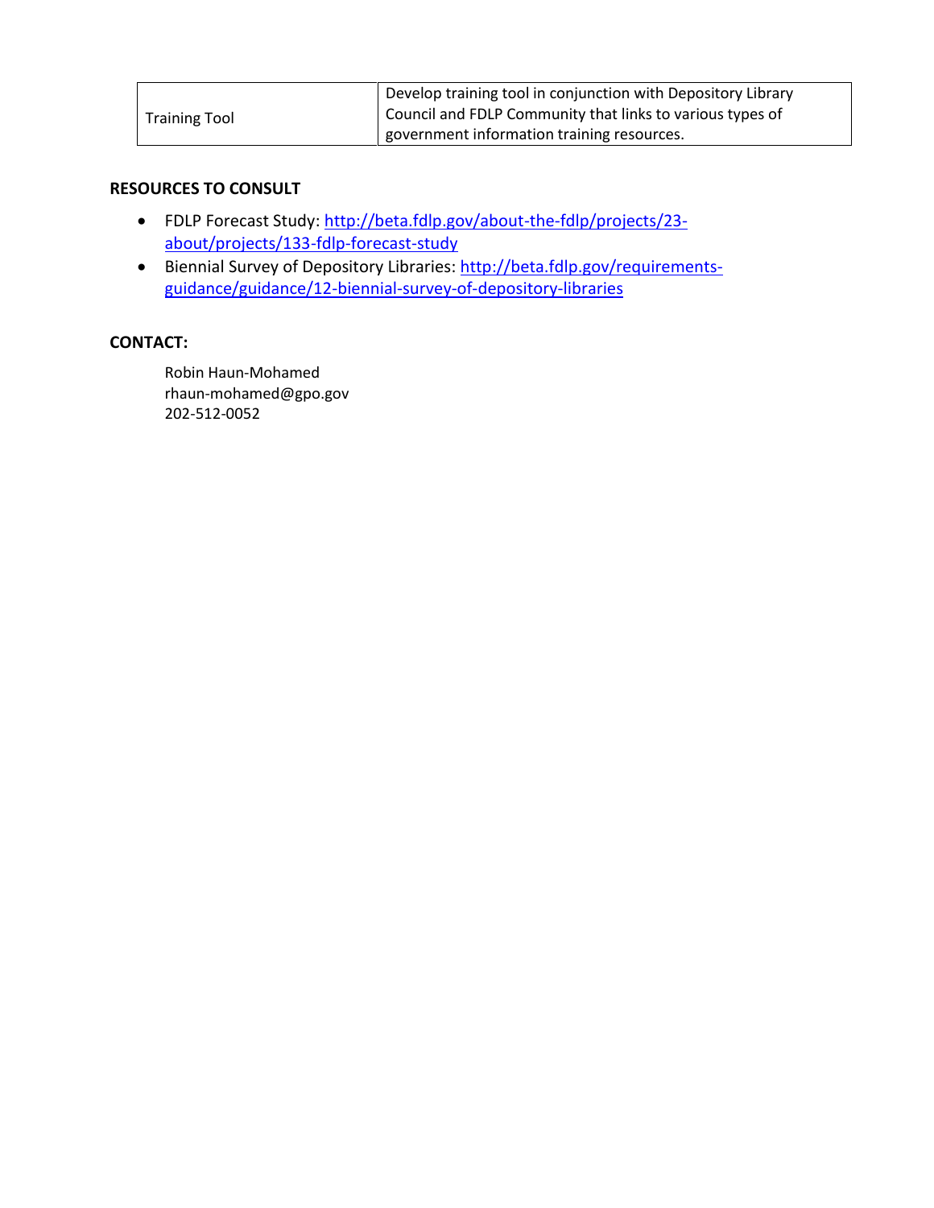| | |
|---|---|
| Training Tool | Develop training tool in conjunction with Depository Library Council and FDLP Community that links to various types of government information training resources. |

**RESOURCES TO CONSULT**

- FDLP Forecast Study: [http://beta.fdlp.gov/about-the-fdlp/projects/23-about/projects/133-fdlp-forecast-study](http://beta.fdlp.gov/about-the-fdlp/projects/23-about/projects/133-fdlp-forecast-study)
- Biennial Survey of Depository Libraries: [http://beta.fdlp.gov/requirements-guidance/guidance/12-biennial-survey-of-depository-libraries](http://beta.fdlp.gov/requirements-guidance/guidance/12-biennial-survey-of-depository-libraries)

**CONTACT:**

Robin Haun-Mohamed
rhaun-mohamed@gpo.gov
202-512-0052